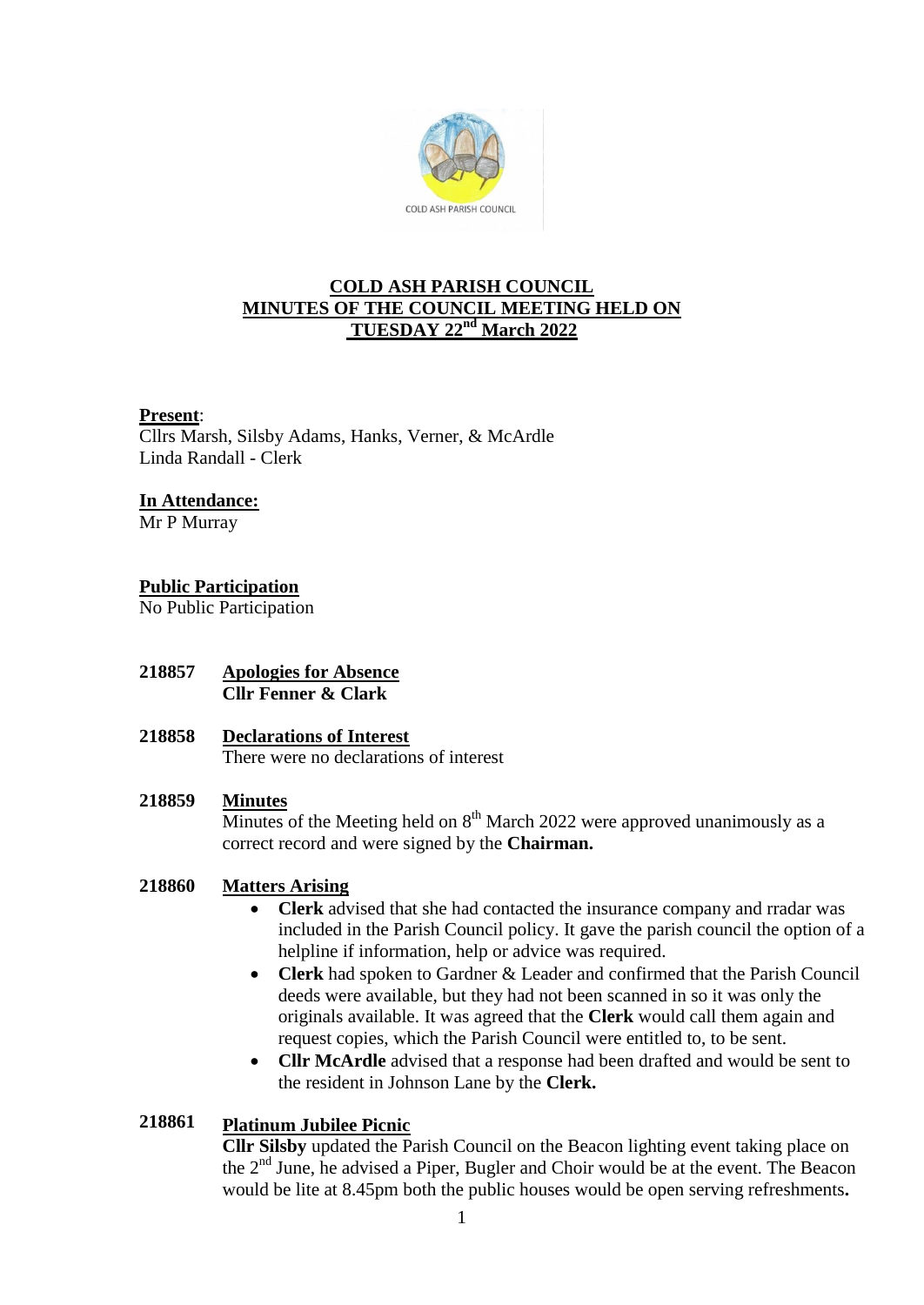# COLD ASH PARISH COUNCIL
# MINUTES OF THE COUNCIL MEETING HELD ON TUESDAY 22nd March 2022

**Present**:
Cllrs Marsh, Silsby Adams, Hanks, Verner, & McArdle
Linda Randall - Clerk

**In Attendance:**
Mr P Murray

**Public Participation**
No Public Participation

**218857 Apologies for Absence**
**Cllr Fenner & Clark**

**218858 Declarations of Interest**
There were no declarations of interest

**218859 Minutes**
Minutes of the Meeting held on 8th March 2022 were approved unanimously as a correct record and were signed by the **Chairman.**

**218860 Matters Arising**

- **Clerk** advised that she had contacted the insurance company and rradar was included in the Parish Council policy. It gave the parish council the option of a helpline if information, help or advice was required.
- **Clerk** had spoken to Gardner & Leader and confirmed that the Parish Council deeds were available, but they had not been scanned in so it was only the originals available. It was agreed that the **Clerk** would call them again and request copies, which the Parish Council were entitled to, to be sent.
- **Cllr McArdle** advised that a response had been drafted and would be sent to the resident in Johnson Lane by the **Clerk.**

**218861 Platinum Jubilee Picnic**
**Cllr Silsby** updated the Parish Council on the Beacon lighting event taking place on the 2nd June, he advised a Piper, Bugler and Choir would be at the event. The Beacon would be lite at 8.45pm both the public houses would be open serving refreshments**.**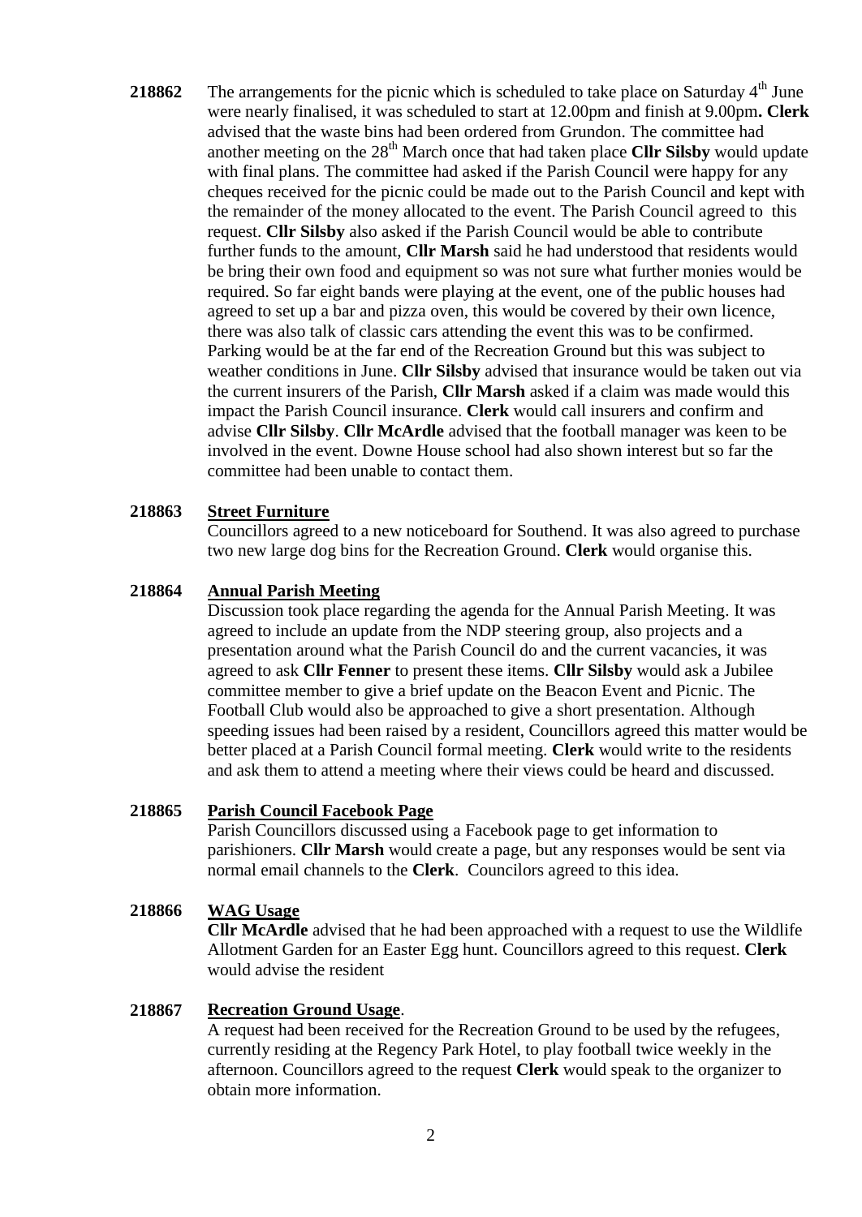**218862** The arrangements for the picnic which is scheduled to take place on Saturday 4th June were nearly finalised, it was scheduled to start at 12.00pm and finish at 9.00pm**. Clerk** advised that the waste bins had been ordered from Grundon. The committee had another meeting on the 28th March once that had taken place **Cllr Silsby** would update with final plans. The committee had asked if the Parish Council were happy for any cheques received for the picnic could be made out to the Parish Council and kept with the remainder of the money allocated to the event. The Parish Council agreed to this request. **Cllr Silsby** also asked if the Parish Council would be able to contribute further funds to the amount, **Cllr Marsh** said he had understood that residents would be bring their own food and equipment so was not sure what further monies would be required. So far eight bands were playing at the event, one of the public houses had agreed to set up a bar and pizza oven, this would be covered by their own licence, there was also talk of classic cars attending the event this was to be confirmed. Parking would be at the far end of the Recreation Ground but this was subject to weather conditions in June. **Cllr Silsby** advised that insurance would be taken out via the current insurers of the Parish, **Cllr Marsh** asked if a claim was made would this impact the Parish Council insurance. **Clerk** would call insurers and confirm and advise **Cllr Silsby**. **Cllr McArdle** advised that the football manager was keen to be involved in the event. Downe House school had also shown interest but so far the committee had been unable to contact them.

**218863** **Street Furniture**

Councillors agreed to a new noticeboard for Southend. It was also agreed to purchase two new large dog bins for the Recreation Ground. **Clerk** would organise this.

**218864** **Annual Parish Meeting**

Discussion took place regarding the agenda for the Annual Parish Meeting. It was agreed to include an update from the NDP steering group, also projects and a presentation around what the Parish Council do and the current vacancies, it was agreed to ask **Cllr Fenner** to present these items. **Cllr Silsby** would ask a Jubilee committee member to give a brief update on the Beacon Event and Picnic. The Football Club would also be approached to give a short presentation. Although speeding issues had been raised by a resident, Councillors agreed this matter would be better placed at a Parish Council formal meeting. **Clerk** would write to the residents and ask them to attend a meeting where their views could be heard and discussed.

**218865** **Parish Council Facebook Page**

Parish Councillors discussed using a Facebook page to get information to parishioners. **Cllr Marsh** would create a page, but any responses would be sent via normal email channels to the **Clerk**. Councilors agreed to this idea.

**218866** **WAG Usage**

**Cllr McArdle** advised that he had been approached with a request to use the Wildlife Allotment Garden for an Easter Egg hunt. Councillors agreed to this request. **Clerk** would advise the resident

**218867** **Recreation Ground Usage**.

A request had been received for the Recreation Ground to be used by the refugees, currently residing at the Regency Park Hotel, to play football twice weekly in the afternoon. Councillors agreed to the request **Clerk** would speak to the organizer to obtain more information.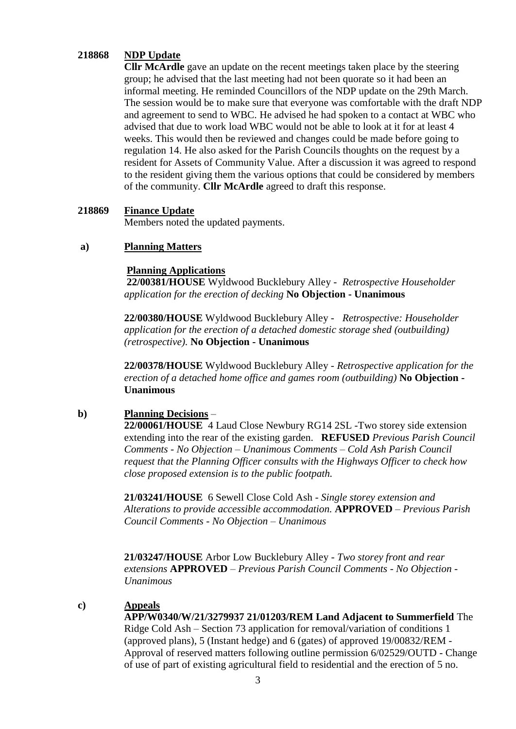**218868 NDP Update**

**Cllr McArdle** gave an update on the recent meetings taken place by the steering group; he advised that the last meeting had not been quorate so it had been an informal meeting. He reminded Councillors of the NDP update on the 29th March. The session would be to make sure that everyone was comfortable with the draft NDP and agreement to send to WBC. He advised he had spoken to a contact at WBC who advised that due to work load WBC would not be able to look at it for at least 4 weeks. This would then be reviewed and changes could be made before going to regulation 14. He also asked for the Parish Councils thoughts on the request by a resident for Assets of Community Value. After a discussion it was agreed to respond to the resident giving them the various options that could be considered by members of the community. **Cllr McArdle** agreed to draft this response.

**218869 Finance Update**

Members noted the updated payments.

**a) Planning Matters**

**Planning Applications**

**22/00381/HOUSE** Wyldwood Bucklebury Alley - *Retrospective Householder application for the erection of decking* **No Objection - Unanimous**

**22/00380/HOUSE** Wyldwood Bucklebury Alley - *Retrospective: Householder application for the erection of a detached domestic storage shed (outbuilding) (retrospective).* **No Objection - Unanimous**

**22/00378/HOUSE** Wyldwood Bucklebury Alley - *Retrospective application for the erection of a detached home office and games room (outbuilding)* **No Objection - Unanimous**

**b) Planning Decisions** –

**22/00061/HOUSE** 4 Laud Close Newbury RG14 2SL -Two storey side extension extending into the rear of the existing garden. **REFUSED** *Previous Parish Council Comments - No Objection – Unanimous Comments – Cold Ash Parish Council request that the Planning Officer consults with the Highways Officer to check how close proposed extension is to the public footpath.*

**21/03241/HOUSE** 6 Sewell Close Cold Ash - *Single storey extension and Alterations to provide accessible accommodation.* **APPROVED** – *Previous Parish Council Comments - No Objection – Unanimous*

**21/03247/HOUSE** Arbor Low Bucklebury Alley - *Two storey front and rear extensions* **APPROVED** – *Previous Parish Council Comments - No Objection - Unanimous*

**c) Appeals**

**APP/W0340/W/21/3279937 21/01203/REM Land Adjacent to Summerfield** The Ridge Cold Ash – Section 73 application for removal/variation of conditions 1 (approved plans), 5 (Instant hedge) and 6 (gates) of approved 19/00832/REM - Approval of reserved matters following outline permission 6/02529/OUTD - Change of use of part of existing agricultural field to residential and the erection of 5 no.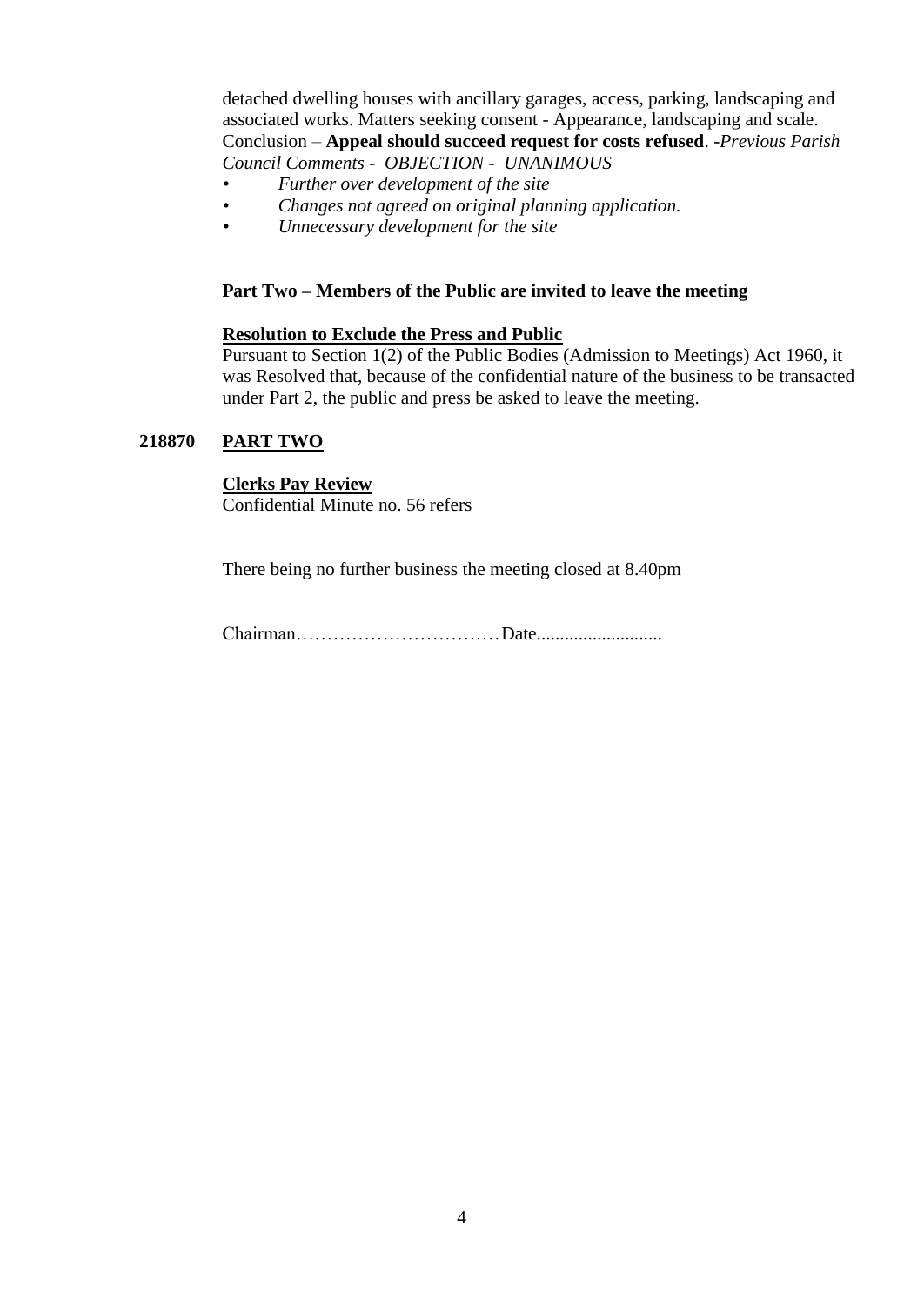detached dwelling houses with ancillary garages, access, parking, landscaping and associated works. Matters seeking consent - Appearance, landscaping and scale. Conclusion – **Appeal should succeed request for costs refused**. -*Previous Parish Council Comments - OBJECTION - UNANIMOUS*

- *Further over development of the site*
- *Changes not agreed on original planning application.*
- *Unnecessary development for the site*

**Part Two – Members of the Public are invited to leave the meeting**

**Resolution to Exclude the Press and Public**

Pursuant to Section 1(2) of the Public Bodies (Admission to Meetings) Act 1960, it was Resolved that, because of the confidential nature of the business to be transacted under Part 2, the public and press be asked to leave the meeting.

**218870 PART TWO**

**Clerks Pay Review**

Confidential Minute no. 56 refers

There being no further business the meeting closed at 8.40pm

Chairman……………………………Date...........................